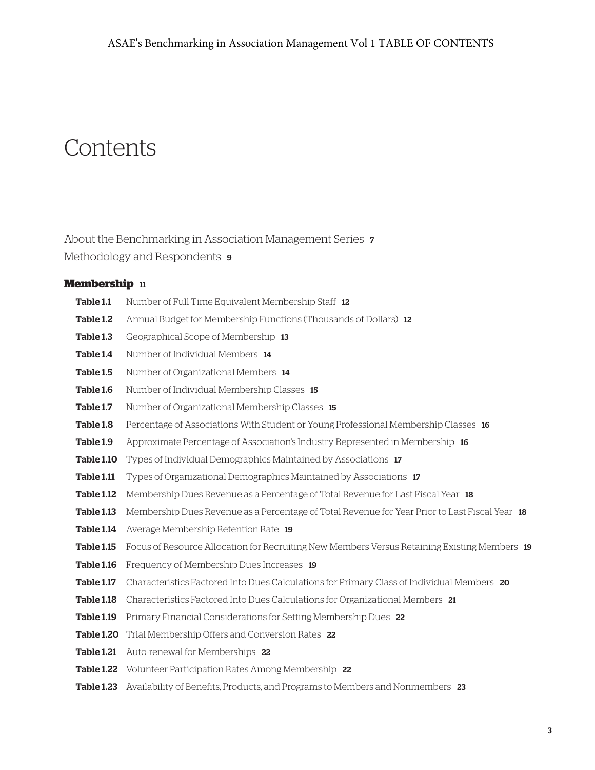# Contents

About the Benchmarking in Association Management Series **7**

Methodology and Respondents **9**

## Membership **11**

| | | |
|---|---|---|
| **Table 1.1** | Number of Full-Time Equivalent Membership Staff | **12** |
| **Table 1.2** | Annual Budget for Membership Functions (Thousands of Dollars) | **12** |
| **Table 1.3** | Geographical Scope of Membership | **13** |
| **Table 1.4** | Number of Individual Members | **14** |
| **Table 1.5** | Number of Organizational Members | **14** |
| **Table 1.6** | Number of Individual Membership Classes | **15** |
| **Table 1.7** | Number of Organizational Membership Classes | **15** |
| **Table 1.8** | Percentage of Associations With Student or Young Professional Membership Classes | **16** |
| **Table 1.9** | Approximate Percentage of Association's Industry Represented in Membership | **16** |
| **Table 1.10** | Types of Individual Demographics Maintained by Associations | **17** |
| **Table 1.11** | Types of Organizational Demographics Maintained by Associations | **17** |
| **Table 1.12** | Membership Dues Revenue as a Percentage of Total Revenue for Last Fiscal Year | **18** |
| **Table 1.13** | Membership Dues Revenue as a Percentage of Total Revenue for Year Prior to Last Fiscal Year | **18** |
| **Table 1.14** | Average Membership Retention Rate | **19** |
| **Table 1.15** | Focus of Resource Allocation for Recruiting New Members Versus Retaining Existing Members | **19** |
| **Table 1.16** | Frequency of Membership Dues Increases | **19** |
| **Table 1.17** | Characteristics Factored Into Dues Calculations for Primary Class of Individual Members | **20** |
| **Table 1.18** | Characteristics Factored Into Dues Calculations for Organizational Members | **21** |
| **Table 1.19** | Primary Financial Considerations for Setting Membership Dues | **22** |
| **Table 1.20** | Trial Membership Offers and Conversion Rates | **22** |
| **Table 1.21** | Auto-renewal for Memberships | **22** |
| **Table 1.22** | Volunteer Participation Rates Among Membership | **22** |
| **Table 1.23** | Availability of Benefits, Products, and Programs to Members and Nonmembers | **23** |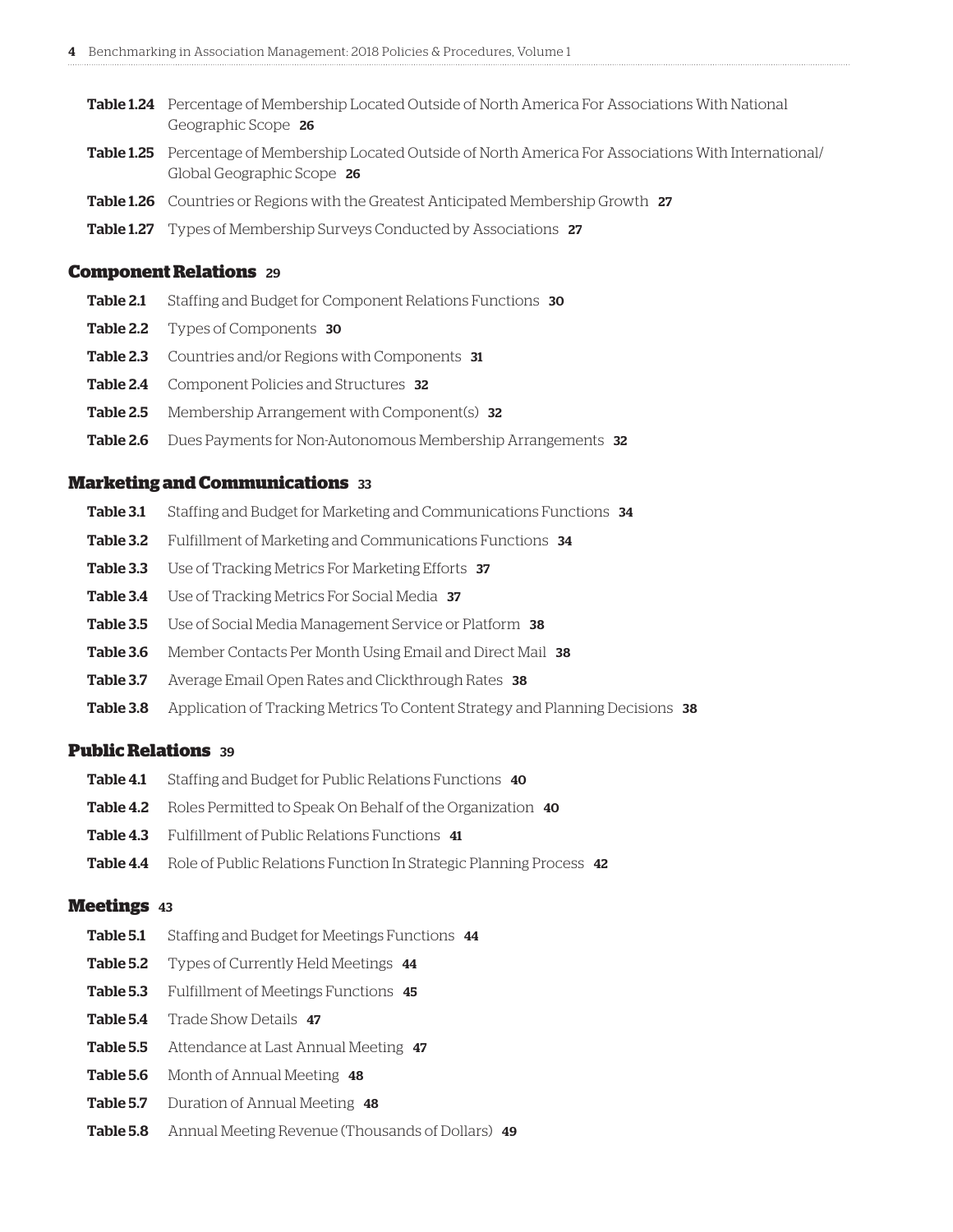**Table 1.24** Percentage of Membership Located Outside of North America For Associations With National Geographic Scope **26**

**Table 1.25** Percentage of Membership Located Outside of North America For Associations With International/Global Geographic Scope **26**

**Table 1.26** Countries or Regions with the Greatest Anticipated Membership Growth **27**

**Table 1.27** Types of Membership Surveys Conducted by Associations **27**

## Component Relations 29

**Table 2.1** Staffing and Budget for Component Relations Functions **30**

**Table 2.2** Types of Components **30**

**Table 2.3** Countries and/or Regions with Components **31**

**Table 2.4** Component Policies and Structures **32**

**Table 2.5** Membership Arrangement with Component(s) **32**

**Table 2.6** Dues Payments for Non-Autonomous Membership Arrangements **32**

## Marketing and Communications 33

**Table 3.1** Staffing and Budget for Marketing and Communications Functions **34**

**Table 3.2** Fulfillment of Marketing and Communications Functions **34**

**Table 3.3** Use of Tracking Metrics For Marketing Efforts **37**

**Table 3.4** Use of Tracking Metrics For Social Media **37**

**Table 3.5** Use of Social Media Management Service or Platform **38**

**Table 3.6** Member Contacts Per Month Using Email and Direct Mail **38**

**Table 3.7** Average Email Open Rates and Clickthrough Rates **38**

**Table 3.8** Application of Tracking Metrics To Content Strategy and Planning Decisions **38**

## Public Relations 39

**Table 4.1** Staffing and Budget for Public Relations Functions **40**

**Table 4.2** Roles Permitted to Speak On Behalf of the Organization **40**

**Table 4.3** Fulfillment of Public Relations Functions **41**

**Table 4.4** Role of Public Relations Function In Strategic Planning Process **42**

## Meetings 43

**Table 5.1** Staffing and Budget for Meetings Functions **44**

**Table 5.2** Types of Currently Held Meetings **44**

**Table 5.3** Fulfillment of Meetings Functions **45**

**Table 5.4** Trade Show Details **47**

**Table 5.5** Attendance at Last Annual Meeting **47**

**Table 5.6** Month of Annual Meeting **48**

**Table 5.7** Duration of Annual Meeting **48**

**Table 5.8** Annual Meeting Revenue (Thousands of Dollars) **49**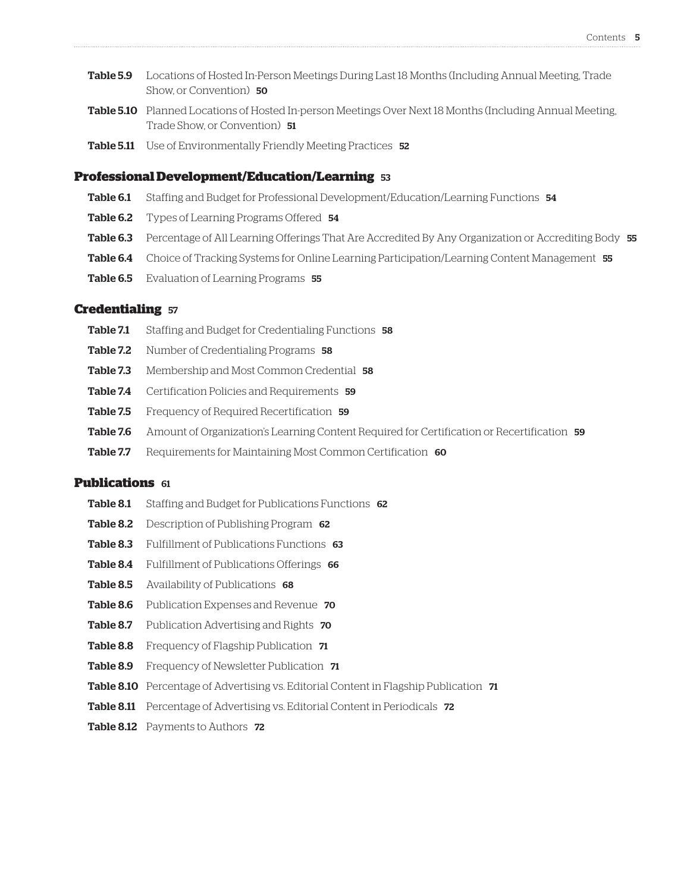**Table 5.9** Locations of Hosted In-Person Meetings During Last 18 Months (Including Annual Meeting, Trade Show, or Convention) **50**

**Table 5.10** Planned Locations of Hosted In-person Meetings Over Next 18 Months (Including Annual Meeting, Trade Show, or Convention) **51**

**Table 5.11** Use of Environmentally Friendly Meeting Practices **52**

## Professional Development/Education/Learning 53

**Table 6.1** Staffing and Budget for Professional Development/Education/Learning Functions **54**

**Table 6.2** Types of Learning Programs Offered **54**

**Table 6.3** Percentage of All Learning Offerings That Are Accredited By Any Organization or Accrediting Body **55**

**Table 6.4** Choice of Tracking Systems for Online Learning Participation/Learning Content Management **55**

**Table 6.5** Evaluation of Learning Programs **55**

## Credentialing 57

**Table 7.1** Staffing and Budget for Credentialing Functions **58**

**Table 7.2** Number of Credentialing Programs **58**

**Table 7.3** Membership and Most Common Credential **58**

**Table 7.4** Certification Policies and Requirements **59**

**Table 7.5** Frequency of Required Recertification **59**

**Table 7.6** Amount of Organization's Learning Content Required for Certification or Recertification **59**

**Table 7.7** Requirements for Maintaining Most Common Certification **60**

## Publications 61

**Table 8.1** Staffing and Budget for Publications Functions **62**

**Table 8.2** Description of Publishing Program **62**

**Table 8.3** Fulfillment of Publications Functions **63**

**Table 8.4** Fulfillment of Publications Offerings **66**

**Table 8.5** Availability of Publications **68**

**Table 8.6** Publication Expenses and Revenue **70**

**Table 8.7** Publication Advertising and Rights **70**

**Table 8.8** Frequency of Flagship Publication **71**

**Table 8.9** Frequency of Newsletter Publication **71**

**Table 8.10** Percentage of Advertising vs. Editorial Content in Flagship Publication **71**

**Table 8.11** Percentage of Advertising vs. Editorial Content in Periodicals **72**

**Table 8.12** Payments to Authors **72**